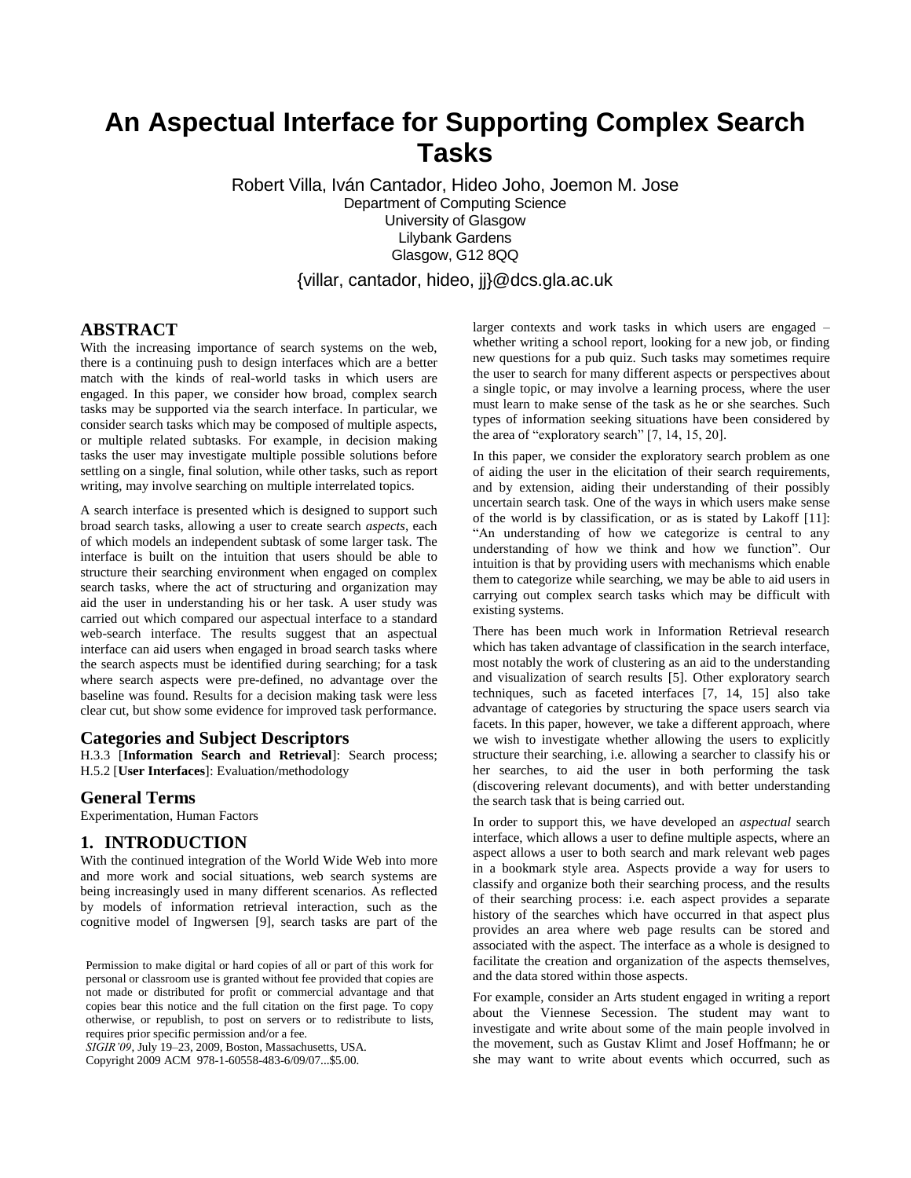# An Aspectual Interface for Supporting Complex Search Tasks

Robert Villa, Iván Cantador, Hideo Joho, Joemon M. Jose
Department of Computing Science
University of Glasgow
Lilybank Gardens
Glasgow, G12 8QQ

{villar, cantador, hideo, jj}@dcs.gla.ac.uk

## ABSTRACT

With the increasing importance of search systems on the web, there is a continuing push to design interfaces which are a better match with the kinds of real-world tasks in which users are engaged. In this paper, we consider how broad, complex search tasks may be supported via the search interface. In particular, we consider search tasks which may be composed of multiple aspects, or multiple related subtasks. For example, in decision making tasks the user may investigate multiple possible solutions before settling on a single, final solution, while other tasks, such as report writing, may involve searching on multiple interrelated topics.

A search interface is presented which is designed to support such broad search tasks, allowing a user to create search *aspects*, each of which models an independent subtask of some larger task. The interface is built on the intuition that users should be able to structure their searching environment when engaged on complex search tasks, where the act of structuring and organization may aid the user in understanding his or her task. A user study was carried out which compared our aspectual interface to a standard web-search interface. The results suggest that an aspectual interface can aid users when engaged in broad search tasks where the search aspects must be identified during searching; for a task where search aspects were pre-defined, no advantage over the baseline was found. Results for a decision making task were less clear cut, but show some evidence for improved task performance.

## Categories and Subject Descriptors

H.3.3 [**Information Search and Retrieval**]: Search process; H.5.2 [**User Interfaces**]: Evaluation/methodology

## General Terms

Experimentation, Human Factors

## 1. INTRODUCTION

With the continued integration of the World Wide Web into more and more work and social situations, web search systems are being increasingly used in many different scenarios. As reflected by models of information retrieval interaction, such as the cognitive model of Ingwersen [9], search tasks are part of the larger contexts and work tasks in which users are engaged – whether writing a school report, looking for a new job, or finding new questions for a pub quiz. Such tasks may sometimes require the user to search for many different aspects or perspectives about a single topic, or may involve a learning process, where the user must learn to make sense of the task as he or she searches. Such types of information seeking situations have been considered by the area of "exploratory search" [7, 14, 15, 20].

In this paper, we consider the exploratory search problem as one of aiding the user in the elicitation of their search requirements, and by extension, aiding their understanding of their possibly uncertain search task. One of the ways in which users make sense of the world is by classification, or as is stated by Lakoff [11]: "An understanding of how we categorize is central to any understanding of how we think and how we function". Our intuition is that by providing users with mechanisms which enable them to categorize while searching, we may be able to aid users in carrying out complex search tasks which may be difficult with existing systems.

There has been much work in Information Retrieval research which has taken advantage of classification in the search interface, most notably the work of clustering as an aid to the understanding and visualization of search results [5]. Other exploratory search techniques, such as faceted interfaces [7, 14, 15] also take advantage of categories by structuring the space users search via facets. In this paper, however, we take a different approach, where we wish to investigate whether allowing the users to explicitly structure their searching, i.e. allowing a searcher to classify his or her searches, to aid the user in both performing the task (discovering relevant documents), and with better understanding the search task that is being carried out.

In order to support this, we have developed an *aspectual* search interface, which allows a user to define multiple aspects, where an aspect allows a user to both search and mark relevant web pages in a bookmark style area. Aspects provide a way for users to classify and organize both their searching process, and the results of their searching process: i.e. each aspect provides a separate history of the searches which have occurred in that aspect plus provides an area where web page results can be stored and associated with the aspect. The interface as a whole is designed to facilitate the creation and organization of the aspects themselves, and the data stored within those aspects.

For example, consider an Arts student engaged in writing a report about the Viennese Secession. The student may want to investigate and write about some of the main people involved in the movement, such as Gustav Klimt and Josef Hoffmann; he or she may want to write about events which occurred, such as

Permission to make digital or hard copies of all or part of this work for personal or classroom use is granted without fee provided that copies are not made or distributed for profit or commercial advantage and that copies bear this notice and the full citation on the first page. To copy otherwise, or republish, to post on servers or to redistribute to lists, requires prior specific permission and/or a fee.
*SIGIR'09*, July 19–23, 2009, Boston, Massachusetts, USA.
Copyright 2009 ACM 978-1-60558-483-6/09/07...$5.00.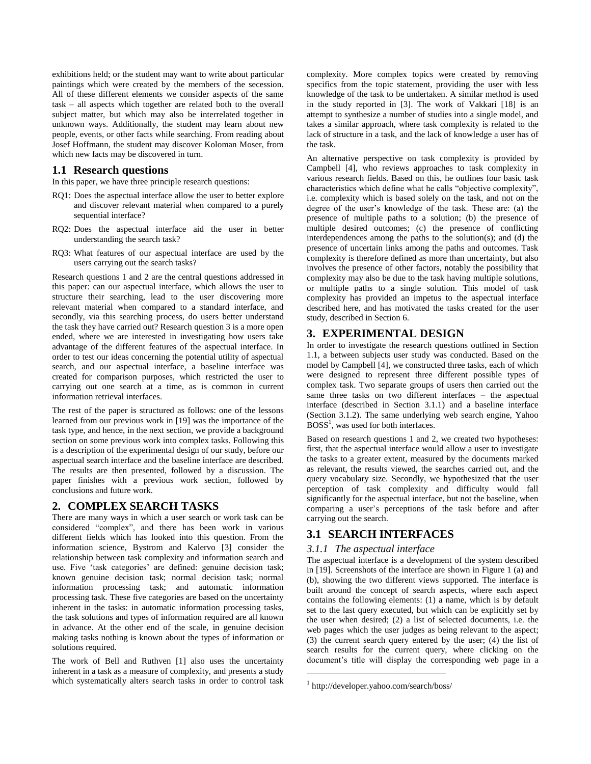exhibitions held; or the student may want to write about particular paintings which were created by the members of the secession. All of these different elements we consider aspects of the same task – all aspects which together are related both to the overall subject matter, but which may also be interrelated together in unknown ways. Additionally, the student may learn about new people, events, or other facts while searching. From reading about Josef Hoffmann, the student may discover Koloman Moser, from which new facts may be discovered in turn.

## 1.1 Research questions

In this paper, we have three principle research questions:

RQ1: Does the aspectual interface allow the user to better explore and discover relevant material when compared to a purely sequential interface?

RQ2: Does the aspectual interface aid the user in better understanding the search task?

RQ3: What features of our aspectual interface are used by the users carrying out the search tasks?

Research questions 1 and 2 are the central questions addressed in this paper: can our aspectual interface, which allows the user to structure their searching, lead to the user discovering more relevant material when compared to a standard interface, and secondly, via this searching process, do users better understand the task they have carried out? Research question 3 is a more open ended, where we are interested in investigating how users take advantage of the different features of the aspectual interface. In order to test our ideas concerning the potential utility of aspectual search, and our aspectual interface, a baseline interface was created for comparison purposes, which restricted the user to carrying out one search at a time, as is common in current information retrieval interfaces.

The rest of the paper is structured as follows: one of the lessons learned from our previous work in [19] was the importance of the task type, and hence, in the next section, we provide a background section on some previous work into complex tasks. Following this is a description of the experimental design of our study, before our aspectual search interface and the baseline interface are described. The results are then presented, followed by a discussion. The paper finishes with a previous work section, followed by conclusions and future work.

## 2. COMPLEX SEARCH TASKS

There are many ways in which a user search or work task can be considered "complex", and there has been work in various different fields which has looked into this question. From the information science, Bystrom and Kalervo [3] consider the relationship between task complexity and information search and use. Five 'task categories' are defined: genuine decision task; known genuine decision task; normal decision task; normal information processing task; and automatic information processing task. These five categories are based on the uncertainty inherent in the tasks: in automatic information processing tasks, the task solutions and types of information required are all known in advance. At the other end of the scale, in genuine decision making tasks nothing is known about the types of information or solutions required.

The work of Bell and Ruthven [1] also uses the uncertainty inherent in a task as a measure of complexity, and presents a study which systematically alters search tasks in order to control task complexity. More complex topics were created by removing specifics from the topic statement, providing the user with less knowledge of the task to be undertaken. A similar method is used in the study reported in [3]. The work of Vakkari [18] is an attempt to synthesize a number of studies into a single model, and takes a similar approach, where task complexity is related to the lack of structure in a task, and the lack of knowledge a user has of the task.

An alternative perspective on task complexity is provided by Campbell [4], who reviews approaches to task complexity in various research fields. Based on this, he outlines four basic task characteristics which define what he calls "objective complexity", i.e. complexity which is based solely on the task, and not on the degree of the user's knowledge of the task. These are: (a) the presence of multiple paths to a solution; (b) the presence of multiple desired outcomes; (c) the presence of conflicting interdependences among the paths to the solution(s); and (d) the presence of uncertain links among the paths and outcomes. Task complexity is therefore defined as more than uncertainty, but also involves the presence of other factors, notably the possibility that complexity may also be due to the task having multiple solutions, or multiple paths to a single solution. This model of task complexity has provided an impetus to the aspectual interface described here, and has motivated the tasks created for the user study, described in Section 6.

## 3. EXPERIMENTAL DESIGN

In order to investigate the research questions outlined in Section 1.1, a between subjects user study was conducted. Based on the model by Campbell [4], we constructed three tasks, each of which were designed to represent three different possible types of complex task. Two separate groups of users then carried out the same three tasks on two different interfaces – the aspectual interface (described in Section 3.1.1) and a baseline interface (Section 3.1.2). The same underlying web search engine, Yahoo BOSS[1], was used for both interfaces.

Based on research questions 1 and 2, we created two hypotheses: first, that the aspectual interface would allow a user to investigate the tasks to a greater extent, measured by the documents marked as relevant, the results viewed, the searches carried out, and the query vocabulary size. Secondly, we hypothesized that the user perception of task complexity and difficulty would fall significantly for the aspectual interface, but not the baseline, when comparing a user's perceptions of the task before and after carrying out the search.

## 3.1 SEARCH INTERFACES

### *3.1.1 The aspectual interface*

The aspectual interface is a development of the system described in [19]. Screenshots of the interface are shown in Figure 1 (a) and (b), showing the two different views supported. The interface is built around the concept of search aspects, where each aspect contains the following elements: (1) a name, which is by default set to the last query executed, but which can be explicitly set by the user when desired; (2) a list of selected documents, i.e. the web pages which the user judges as being relevant to the aspect; (3) the current search query entered by the user; (4) the list of search results for the current query, where clicking on the document's title will display the corresponding web page in a

[1] http://developer.yahoo.com/search/boss/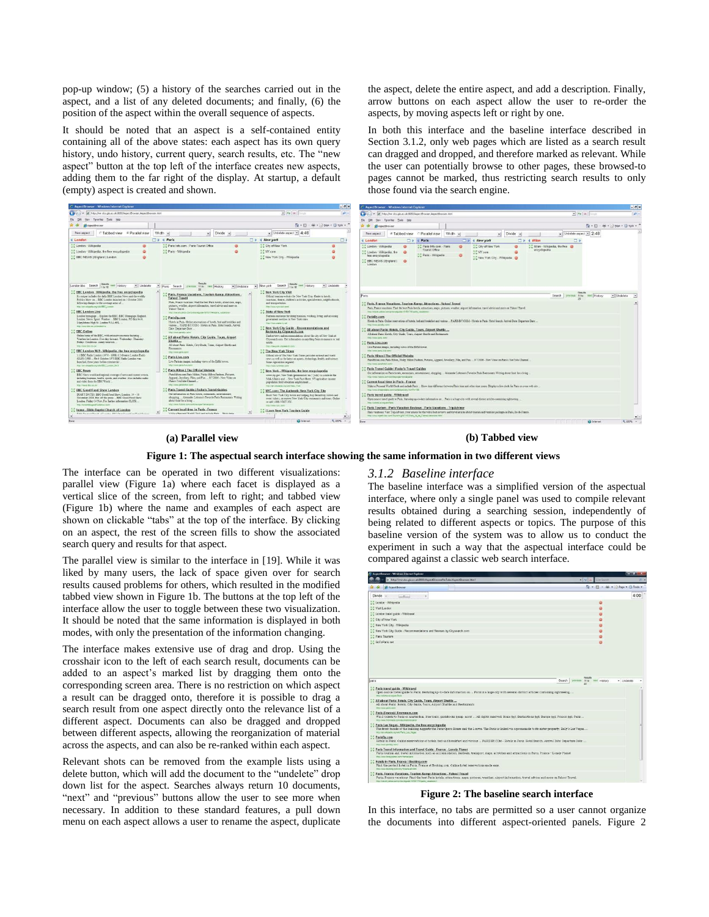pop-up window; (5) a history of the searches carried out in the aspect, and a list of any deleted documents; and finally, (6) the position of the aspect within the overall sequence of aspects.

It should be noted that an aspect is a self-contained entity containing all of the above states: each aspect has its own query history, undo history, current query, search results, etc. The "new aspect" button at the top left of the interface creates new aspects, adding them to the far right of the display. At startup, a default (empty) aspect is created and shown.

(a) Parallel view

(b) Tabbed view

**Figure 1: The aspectual search interface showing the same information in two different views**

The interface can be operated in two different visualizations: parallel view (Figure 1a) where each facet is displayed as a vertical slice of the screen, from left to right; and tabbed view (Figure 1b) where the name and examples of each aspect are shown on clickable "tabs" at the top of the interface. By clicking on an aspect, the rest of the screen fills to show the associated search query and results for that aspect.

The parallel view is similar to the interface in [19]. While it was liked by many users, the lack of space given over for search results caused problems for others, which resulted in the modified tabbed view shown in Figure 1b. The buttons at the top left of the interface allow the user to toggle between these two visualization. It should be noted that the same information is displayed in both modes, with only the presentation of the information changing.

The interface makes extensive use of drag and drop. Using the crosshair icon to the left of each search result, documents can be added to an aspect's marked list by dragging them onto the corresponding screen area. There is no restriction on which aspect a result can be dragged onto, therefore it is possible to drag a search result from one aspect directly onto the relevance list of a different aspect. Documents can also be dragged and dropped between different aspects, allowing the reorganization of material across the aspects, and can also be re-ranked within each aspect.

Relevant shots can be removed from the example lists using a delete button, which will add the document to the "undelete" drop down list for the aspect. Searches always return 10 documents, "next" and "previous" buttons allow the user to see more when necessary. In addition to these standard features, a pull down menu on each aspect allows a user to rename the aspect, duplicate the aspect, delete the entire aspect, and add a description. Finally, arrow buttons on each aspect allow the user to re-order the aspects, by moving aspects left or right by one.

In both this interface and the baseline interface described in Section 3.1.2, only web pages which are listed as a search result can dragged and dropped, and therefore marked as relevant. While the user can potentially browse to other pages, these browsed-to pages cannot be marked, thus restricting search results to only those found via the search engine.

### *3.1.2 Baseline interface*

The baseline interface was a simplified version of the aspectual interface, where only a single panel was used to compile relevant results obtained during a searching session, independently of being related to different aspects or topics. The purpose of this baseline version of the system was to allow us to conduct the experiment in such a way that the aspectual interface could be compared against a classic web search interface.

**Figure 2: The baseline search interface**

In this interface, no tabs are permitted so a user cannot organize the documents into different aspect-oriented panels. Figure 2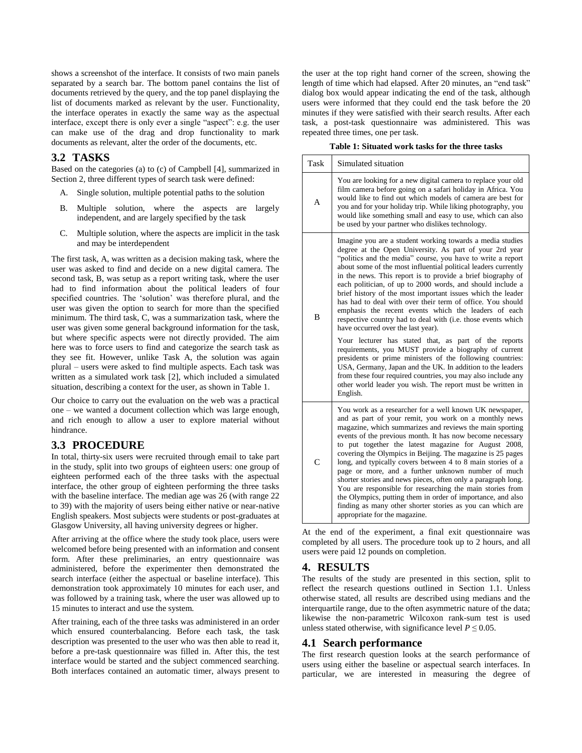shows a screenshot of the interface. It consists of two main panels separated by a search bar. The bottom panel contains the list of documents retrieved by the query, and the top panel displaying the list of documents marked as relevant by the user. Functionality, the interface operates in exactly the same way as the aspectual interface, except there is only ever a single "aspect": e.g. the user can make use of the drag and drop functionality to mark documents as relevant, alter the order of the documents, etc.

## 3.2 TASKS

Based on the categories (a) to (c) of Campbell [4], summarized in Section 2, three different types of search task were defined:

A. Single solution, multiple potential paths to the solution

B. Multiple solution, where the aspects are largely independent, and are largely specified by the task

C. Multiple solution, where the aspects are implicit in the task and may be interdependent

The first task, A, was written as a decision making task, where the user was asked to find and decide on a new digital camera. The second task, B, was setup as a report writing task, where the user had to find information about the political leaders of four specified countries. The 'solution' was therefore plural, and the user was given the option to search for more than the specified minimum. The third task, C, was a summarization task, where the user was given some general background information for the task, but where specific aspects were not directly provided. The aim here was to force users to find and categorize the search task as they see fit. However, unlike Task A, the solution was again plural – users were asked to find multiple aspects. Each task was written as a simulated work task [2], which included a simulated situation, describing a context for the user, as shown in Table 1.

Our choice to carry out the evaluation on the web was a practical one – we wanted a document collection which was large enough, and rich enough to allow a user to explore material without hindrance.

## 3.3 PROCEDURE

In total, thirty-six users were recruited through email to take part in the study, split into two groups of eighteen users: one group of eighteen performed each of the three tasks with the aspectual interface, the other group of eighteen performing the three tasks with the baseline interface. The median age was 26 (with range 22 to 39) with the majority of users being either native or near-native English speakers. Most subjects were students or post-graduates at Glasgow University, all having university degrees or higher.

After arriving at the office where the study took place, users were welcomed before being presented with an information and consent form. After these preliminaries, an entry questionnaire was administered, before the experimenter then demonstrated the search interface (either the aspectual or baseline interface). This demonstration took approximately 10 minutes for each user, and was followed by a training task, where the user was allowed up to 15 minutes to interact and use the system.

After training, each of the three tasks was administered in an order which ensured counterbalancing. Before each task, the task description was presented to the user who was then able to read it, before a pre-task questionnaire was filled in. After this, the test interface would be started and the subject commenced searching. Both interfaces contained an automatic timer, always present to the user at the top right hand corner of the screen, showing the length of time which had elapsed. After 20 minutes, an "end task" dialog box would appear indicating the end of the task, although users were informed that they could end the task before the 20 minutes if they were satisfied with their search results. After each task, a post-task questionnaire was administered. This was repeated three times, one per task.

**Table 1: Situated work tasks for the three tasks**

| Task | Simulated situation |
|---|---|
| A | You are looking for a new digital camera to replace your old film camera before going on a safari holiday in Africa. You would like to find out which models of camera are best for you and for your holiday trip. While liking photography, you would like something small and easy to use, which can also be used by your partner who dislikes technology. |
| B | Imagine you are a student working towards a media studies degree at the Open University. As part of your 2rd year "politics and the media" course, you have to write a report about some of the most influential political leaders currently in the news. This report is to provide a brief biography of each politician, of up to 2000 words, and should include a brief history of the most important issues which the leader has had to deal with over their term of office. You should emphasis the recent events which the leaders of each respective country had to deal with (i.e. those events which have occurred over the last year).<br><br>Your lecturer has stated that, as part of the reports requirements, you MUST provide a biography of current presidents or prime ministers of the following countries: USA, Germany, Japan and the UK. In addition to the leaders from these four required countries, you may also include any other world leader you wish. The report must be written in English. |
| C | You work as a researcher for a well known UK newspaper, and as part of your remit, you work on a monthly news magazine, which summarizes and reviews the main sporting events of the previous month. It has now become necessary to put together the latest magazine for August 2008, covering the Olympics in Beijing. The magazine is 25 pages long, and typically covers between 4 to 8 main stories of a page or more, and a further unknown number of much shorter stories and news pieces, often only a paragraph long. You are responsible for researching the main stories from the Olympics, putting them in order of importance, and also finding as many other shorter stories as you can which are appropriate for the magazine. |

At the end of the experiment, a final exit questionnaire was completed by all users. The procedure took up to 2 hours, and all users were paid 12 pounds on completion.

# 4. RESULTS

The results of the study are presented in this section, split to reflect the research questions outlined in Section 1.1. Unless otherwise stated, all results are described using medians and the interquartile range, due to the often asymmetric nature of the data; likewise the non-parametric Wilcoxon rank-sum test is used unless stated otherwise, with significance level $P \leq 0.05$.

## 4.1 Search performance

The first research question looks at the search performance of users using either the baseline or aspectual search interfaces. In particular, we are interested in measuring the degree of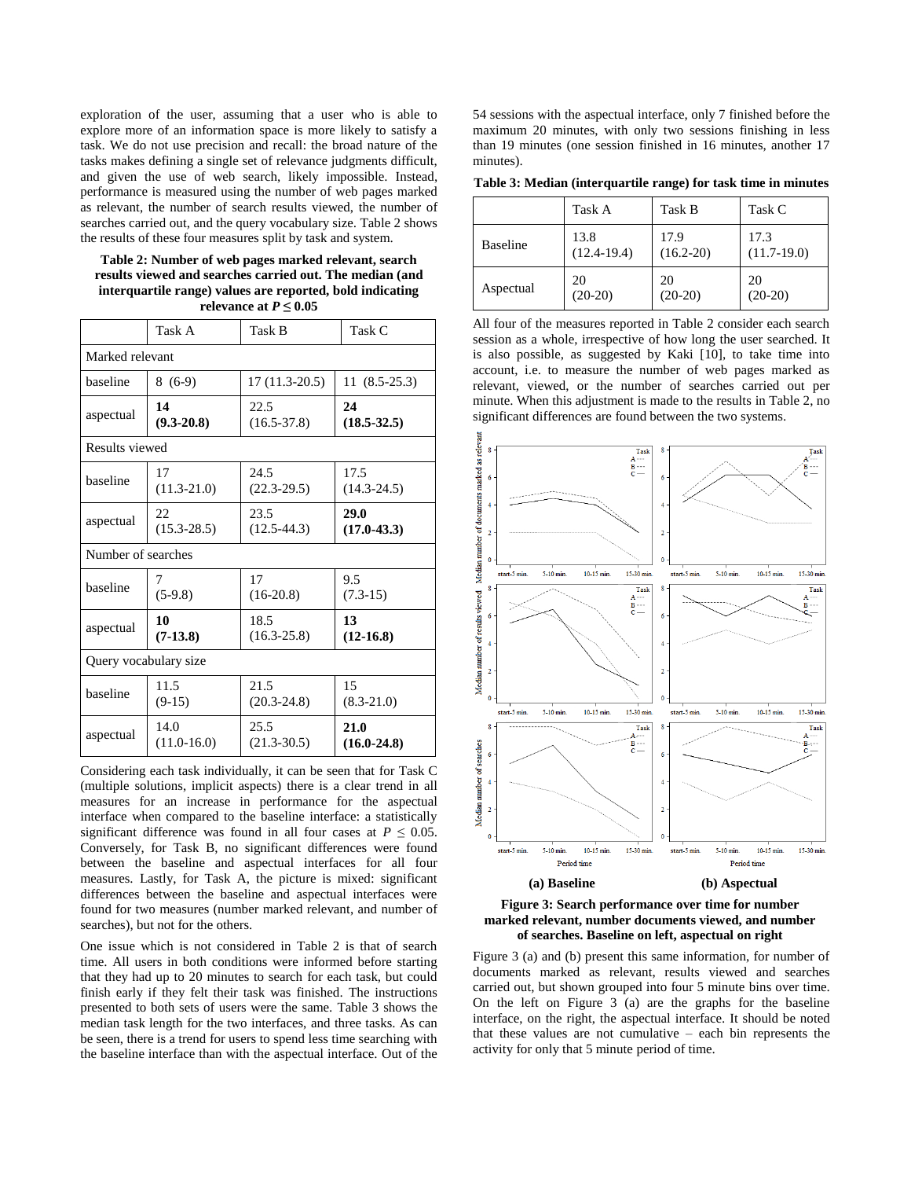exploration of the user, assuming that a user who is able to explore more of an information space is more likely to satisfy a task. We do not use precision and recall: the broad nature of the tasks makes defining a single set of relevance judgments difficult, and given the use of web search, likely impossible. Instead, performance is measured using the number of web pages marked as relevant, the number of search results viewed, the number of searches carried out, and the query vocabulary size. Table 2 shows the results of these four measures split by task and system.

**Table 2: Number of web pages marked relevant, search results viewed and searches carried out. The median (and interquartile range) values are reported, bold indicating relevance at $P \leq 0.05$**

| | Task A | Task B | Task C |
|---|---|---|---|
| Marked relevant | | | |
| baseline | 8 (6-9) | 17 (11.3-20.5) | 11 (8.5-25.3) |
| aspectual | **14 (9.3-20.8)** | 22.5 (16.5-37.8) | **24 (18.5-32.5)** |
| Results viewed | | | |
| baseline | 17 (11.3-21.0) | 24.5 (22.3-29.5) | 17.5 (14.3-24.5) |
| aspectual | 22 (15.3-28.5) | 23.5 (12.5-44.3) | **29.0 (17.0-43.3)** |
| Number of searches | | | |
| baseline | 7 (5-9.8) | 17 (16-20.8) | 9.5 (7.3-15) |
| aspectual | **10 (7-13.8)** | 18.5 (16.3-25.8) | **13 (12-16.8)** |
| Query vocabulary size | | | |
| baseline | 11.5 (9-15) | 21.5 (20.3-24.8) | 15 (8.3-21.0) |
| aspectual | 14.0 (11.0-16.0) | 25.5 (21.3-30.5) | **21.0 (16.0-24.8)** |

Considering each task individually, it can be seen that for Task C (multiple solutions, implicit aspects) there is a clear trend in all measures for an increase in performance for the aspectual interface when compared to the baseline interface: a statistically significant difference was found in all four cases at $P \leq 0.05$. Conversely, for Task B, no significant differences were found between the baseline and aspectual interfaces for all four measures. Lastly, for Task A, the picture is mixed: significant differences between the baseline and aspectual interfaces were found for two measures (number marked relevant, and number of searches), but not for the others.

One issue which is not considered in Table 2 is that of search time. All users in both conditions were informed before starting that they had up to 20 minutes to search for each task, but could finish early if they felt their task was finished. The instructions presented to both sets of users were the same. Table 3 shows the median task length for the two interfaces, and three tasks. As can be seen, there is a trend for users to spend less time searching with the baseline interface than with the aspectual interface. Out of the 54 sessions with the aspectual interface, only 7 finished before the maximum 20 minutes, with only two sessions finishing in less than 19 minutes (one session finished in 16 minutes, another 17 minutes).

**Table 3: Median (interquartile range) for task time in minutes**

| | Task A | Task B | Task C |
|---|---|---|---|
| Baseline | 13.8 (12.4-19.4) | 17.9 (16.2-20) | 17.3 (11.7-19.0) |
| Aspectual | 20 (20-20) | 20 (20-20) | 20 (20-20) |

All four of the measures reported in Table 2 consider each search session as a whole, irrespective of how long the user searched. It is also possible, as suggested by Kaki [10], to take time into account, i.e. to measure the number of web pages marked as relevant, viewed, or the number of searches carried out per minute. When this adjustment is made to the results in Table 2, no significant differences are found between the two systems.

**(a) Baseline** **(b) Aspectual**

**Figure 3: Search performance over time for number marked relevant, number documents viewed, and number of searches. Baseline on left, aspectual on right**

Figure 3 (a) and (b) present this same information, for number of documents marked as relevant, results viewed and searches carried out, but shown grouped into four 5 minute bins over time. On the left on Figure 3 (a) are the graphs for the baseline interface, on the right, the aspectual interface. It should be noted that these values are not cumulative – each bin represents the activity for only that 5 minute period of time.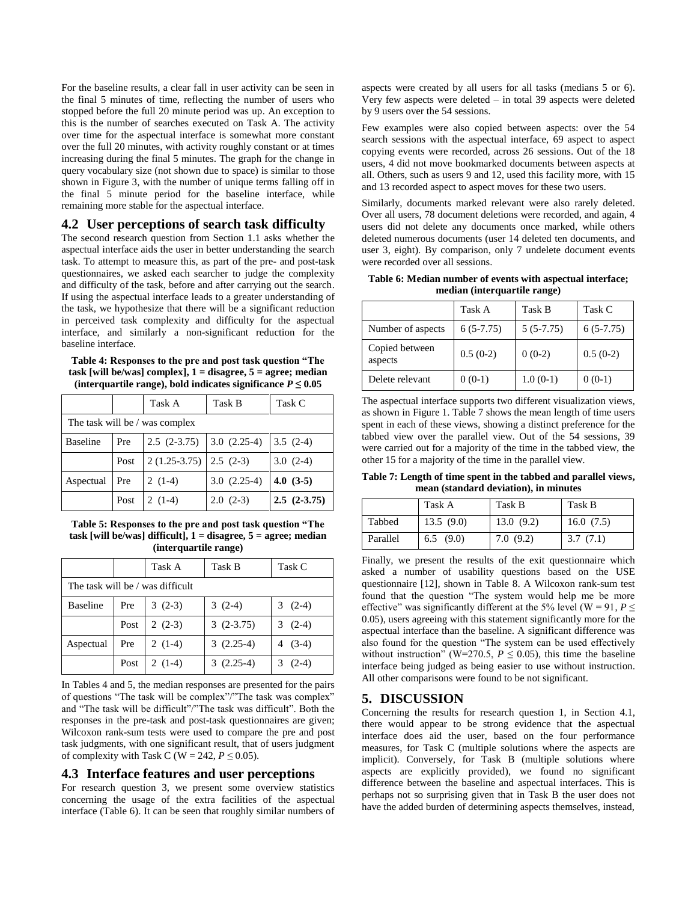For the baseline results, a clear fall in user activity can be seen in the final 5 minutes of time, reflecting the number of users who stopped before the full 20 minute period was up. An exception to this is the number of searches executed on Task A. The activity over time for the aspectual interface is somewhat more constant over the full 20 minutes, with activity roughly constant or at times increasing during the final 5 minutes. The graph for the change in query vocabulary size (not shown due to space) is similar to those shown in Figure 3, with the number of unique terms falling off in the final 5 minute period for the baseline interface, while remaining more stable for the aspectual interface.

## 4.2 User perceptions of search task difficulty

The second research question from Section 1.1 asks whether the aspectual interface aids the user in better understanding the search task. To attempt to measure this, as part of the pre- and post-task questionnaires, we asked each searcher to judge the complexity and difficulty of the task, before and after carrying out the search. If using the aspectual interface leads to a greater understanding of the task, we hypothesize that there will be a significant reduction in perceived task complexity and difficulty for the aspectual interface, and similarly a non-significant reduction for the baseline interface.

**Table 4: Responses to the pre and post task question "The task [will be/was] complex], 1 = disagree, 5 = agree; median (interquartile range), bold indicates significance $P \leq 0.05$**

| | | Task A | Task B | Task C |
|---|---|---|---|---|
| The task will be / was complex | | | | |
| Baseline | Pre | 2.5 (2-3.75) | 3.0 (2.25-4) | 3.5 (2-4) |
| | Post | 2 (1.25-3.75) | 2.5 (2-3) | 3.0 (2-4) |
| Aspectual | Pre | 2 (1-4) | 3.0 (2.25-4) | **4.0 (3-5)** |
| | Post | 2 (1-4) | 2.0 (2-3) | **2.5 (2-3.75)** |

**Table 5: Responses to the pre and post task question "The task [will be/was] difficult], 1 = disagree, 5 = agree; median (interquartile range)**

| | | Task A | Task B | Task C |
|---|---|---|---|---|
| The task will be / was difficult | | | | |
| Baseline | Pre | 3 (2-3) | 3 (2-4) | 3 (2-4) |
| | Post | 2 (2-3) | 3 (2-3.75) | 3 (2-4) |
| Aspectual | Pre | 2 (1-4) | 3 (2.25-4) | 4 (3-4) |
| | Post | 2 (1-4) | 3 (2.25-4) | 3 (2-4) |

In Tables 4 and 5, the median responses are presented for the pairs of questions "The task will be complex"/"The task was complex" and "The task will be difficult"/"The task was difficult". Both the responses in the pre-task and post-task questionnaires are given; Wilcoxon rank-sum tests were used to compare the pre and post task judgments, with one significant result, that of users judgment of complexity with Task C ($W = 242$, $P \leq 0.05$).

## 4.3 Interface features and user perceptions

For research question 3, we present some overview statistics concerning the usage of the extra facilities of the aspectual interface (Table 6). It can be seen that roughly similar numbers of aspects were created by all users for all tasks (medians 5 or 6). Very few aspects were deleted – in total 39 aspects were deleted by 9 users over the 54 sessions.

Few examples were also copied between aspects: over the 54 search sessions with the aspectual interface, 69 aspect to aspect copying events were recorded, across 26 sessions. Out of the 18 users, 4 did not move bookmarked documents between aspects at all. Others, such as users 9 and 12, used this facility more, with 15 and 13 recorded aspect to aspect moves for these two users.

Similarly, documents marked relevant were also rarely deleted. Over all users, 78 document deletions were recorded, and again, 4 users did not delete any documents once marked, while others deleted numerous documents (user 14 deleted ten documents, and user 3, eight). By comparison, only 7 undelete document events were recorded over all sessions.

**Table 6: Median number of events with aspectual interface; median (interquartile range)**

| | Task A | Task B | Task C |
|---|---|---|---|
| Number of aspects | 6 (5-7.75) | 5 (5-7.75) | 6 (5-7.75) |
| Copied between aspects | 0.5 (0-2) | 0 (0-2) | 0.5 (0-2) |
| Delete relevant | 0 (0-1) | 1.0 (0-1) | 0 (0-1) |

The aspectual interface supports two different visualization views, as shown in Figure 1. Table 7 shows the mean length of time users spent in each of these views, showing a distinct preference for the tabbed view over the parallel view. Out of the 54 sessions, 39 were carried out for a majority of the time in the tabbed view, the other 15 for a majority of the time in the parallel view.

**Table 7: Length of time spent in the tabbed and parallel views, mean (standard deviation), in minutes**

| | Task A | Task B | Task B |
|---|---|---|---|
| Tabbed | 13.5 (9.0) | 13.0 (9.2) | 16.0 (7.5) |
| Parallel | 6.5 (9.0) | 7.0 (9.2) | 3.7 (7.1) |

Finally, we present the results of the exit questionnaire which asked a number of usability questions based on the USE questionnaire [12], shown in Table 8. A Wilcoxon rank-sum test found that the question "The system would help me be more effective" was significantly different at the 5% level ($W = 91$, $P \leq 0.05$), users agreeing with this statement significantly more for the aspectual interface than the baseline. A significant difference was also found for the question "The system can be used effectively without instruction" ($W=270.5$, $P \leq 0.05$), this time the baseline interface being judged as being easier to use without instruction. All other comparisons were found to be not significant.

# 5. DISCUSSION

Concerning the results for research question 1, in Section 4.1, there would appear to be strong evidence that the aspectual interface does aid the user, based on the four performance measures, for Task C (multiple solutions where the aspects are implicit). Conversely, for Task B (multiple solutions where aspects are explicitly provided), we found no significant difference between the baseline and aspectual interfaces. This is perhaps not so surprising given that in Task B the user does not have the added burden of determining aspects themselves, instead,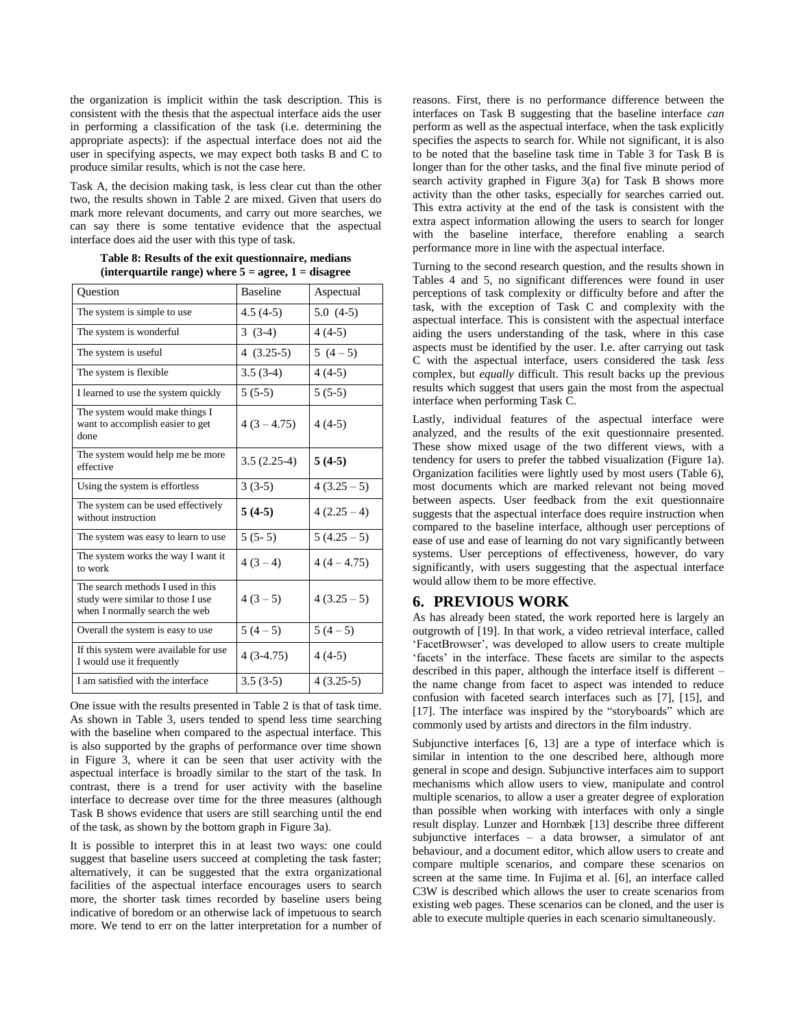the organization is implicit within the task description. This is consistent with the thesis that the aspectual interface aids the user in performing a classification of the task (i.e. determining the appropriate aspects): if the aspectual interface does not aid the user in specifying aspects, we may expect both tasks B and C to produce similar results, which is not the case here.

Task A, the decision making task, is less clear cut than the other two, the results shown in Table 2 are mixed. Given that users do mark more relevant documents, and carry out more searches, we can say there is some tentative evidence that the aspectual interface does aid the user with this type of task.

**Table 8: Results of the exit questionnaire, medians (interquartile range) where 5 = agree, 1 = disagree**

| Question | Baseline | Aspectual |
|---|---|---|
| The system is simple to use | 4.5 (4-5) | 5.0 (4-5) |
| The system is wonderful | 3 (3-4) | 4 (4-5) |
| The system is useful | 4 (3.25-5) | 5 (4 – 5) |
| The system is flexible | 3.5 (3-4) | 4 (4-5) |
| I learned to use the system quickly | 5 (5-5) | 5 (5-5) |
| The system would make things I want to accomplish easier to get done | 4 (3 – 4.75) | 4 (4-5) |
| The system would help me be more effective | 3.5 (2.25-4) | **5 (4-5)** |
| Using the system is effortless | 3 (3-5) | 4 (3.25 – 5) |
| The system can be used effectively without instruction | **5 (4-5)** | 4 (2.25 – 4) |
| The system was easy to learn to use | 5 (5- 5) | 5 (4.25 – 5) |
| The system works the way I want it to work | 4 (3 – 4) | 4 (4 – 4.75) |
| The search methods I used in this study were similar to those I use when I normally search the web | 4 (3 – 5) | 4 (3.25 – 5) |
| Overall the system is easy to use | 5 (4 – 5) | 5 (4 – 5) |
| If this system were available for use I would use it frequently | 4 (3-4.75) | 4 (4-5) |
| I am satisfied with the interface | 3.5 (3-5) | 4 (3.25-5) |

One issue with the results presented in Table 2 is that of task time. As shown in Table 3, users tended to spend less time searching with the baseline when compared to the aspectual interface. This is also supported by the graphs of performance over time shown in Figure 3, where it can be seen that user activity with the aspectual interface is broadly similar to the start of the task. In contrast, there is a trend for user activity with the baseline interface to decrease over time for the three measures (although Task B shows evidence that users are still searching until the end of the task, as shown by the bottom graph in Figure 3a).

It is possible to interpret this in at least two ways: one could suggest that baseline users succeed at completing the task faster; alternatively, it can be suggested that the extra organizational facilities of the aspectual interface encourages users to search more, the shorter task times recorded by baseline users being indicative of boredom or an otherwise lack of impetuous to search more. We tend to err on the latter interpretation for a number of reasons. First, there is no performance difference between the interfaces on Task B suggesting that the baseline interface *can* perform as well as the aspectual interface, when the task explicitly specifies the aspects to search for. While not significant, it is also to be noted that the baseline task time in Table 3 for Task B is longer than for the other tasks, and the final five minute period of search activity graphed in Figure 3(a) for Task B shows more activity than the other tasks, especially for searches carried out. This extra activity at the end of the task is consistent with the extra aspect information allowing the users to search for longer with the baseline interface, therefore enabling a search performance more in line with the aspectual interface.

Turning to the second research question, and the results shown in Tables 4 and 5, no significant differences were found in user perceptions of task complexity or difficulty before and after the task, with the exception of Task C and complexity with the aspectual interface. This is consistent with the aspectual interface aiding the users understanding of the task, where in this case aspects must be identified by the user. I.e. after carrying out task C with the aspectual interface, users considered the task *less* complex, but *equally* difficult. This result backs up the previous results which suggest that users gain the most from the aspectual interface when performing Task C.

Lastly, individual features of the aspectual interface were analyzed, and the results of the exit questionnaire presented. These show mixed usage of the two different views, with a tendency for users to prefer the tabbed visualization (Figure 1a). Organization facilities were lightly used by most users (Table 6), most documents which are marked relevant not being moved between aspects. User feedback from the exit questionnaire suggests that the aspectual interface does require instruction when compared to the baseline interface, although user perceptions of ease of use and ease of learning do not vary significantly between systems. User perceptions of effectiveness, however, do vary significantly, with users suggesting that the aspectual interface would allow them to be more effective.

# 6. PREVIOUS WORK

As has already been stated, the work reported here is largely an outgrowth of [19]. In that work, a video retrieval interface, called 'FacetBrowser', was developed to allow users to create multiple 'facets' in the interface. These facets are similar to the aspects described in this paper, although the interface itself is different – the name change from facet to aspect was intended to reduce confusion with faceted search interfaces such as [7], [15], and [17]. The interface was inspired by the "storyboards" which are commonly used by artists and directors in the film industry.

Subjunctive interfaces [6, 13] are a type of interface which is similar in intention to the one described here, although more general in scope and design. Subjunctive interfaces aim to support mechanisms which allow users to view, manipulate and control multiple scenarios, to allow a user a greater degree of exploration than possible when working with interfaces with only a single result display. Lunzer and Hornbæk [13] describe three different subjunctive interfaces – a data browser, a simulator of ant behaviour, and a document editor, which allow users to create and compare multiple scenarios, and compare these scenarios on screen at the same time. In Fujima et al. [6], an interface called C3W is described which allows the user to create scenarios from existing web pages. These scenarios can be cloned, and the user is able to execute multiple queries in each scenario simultaneously.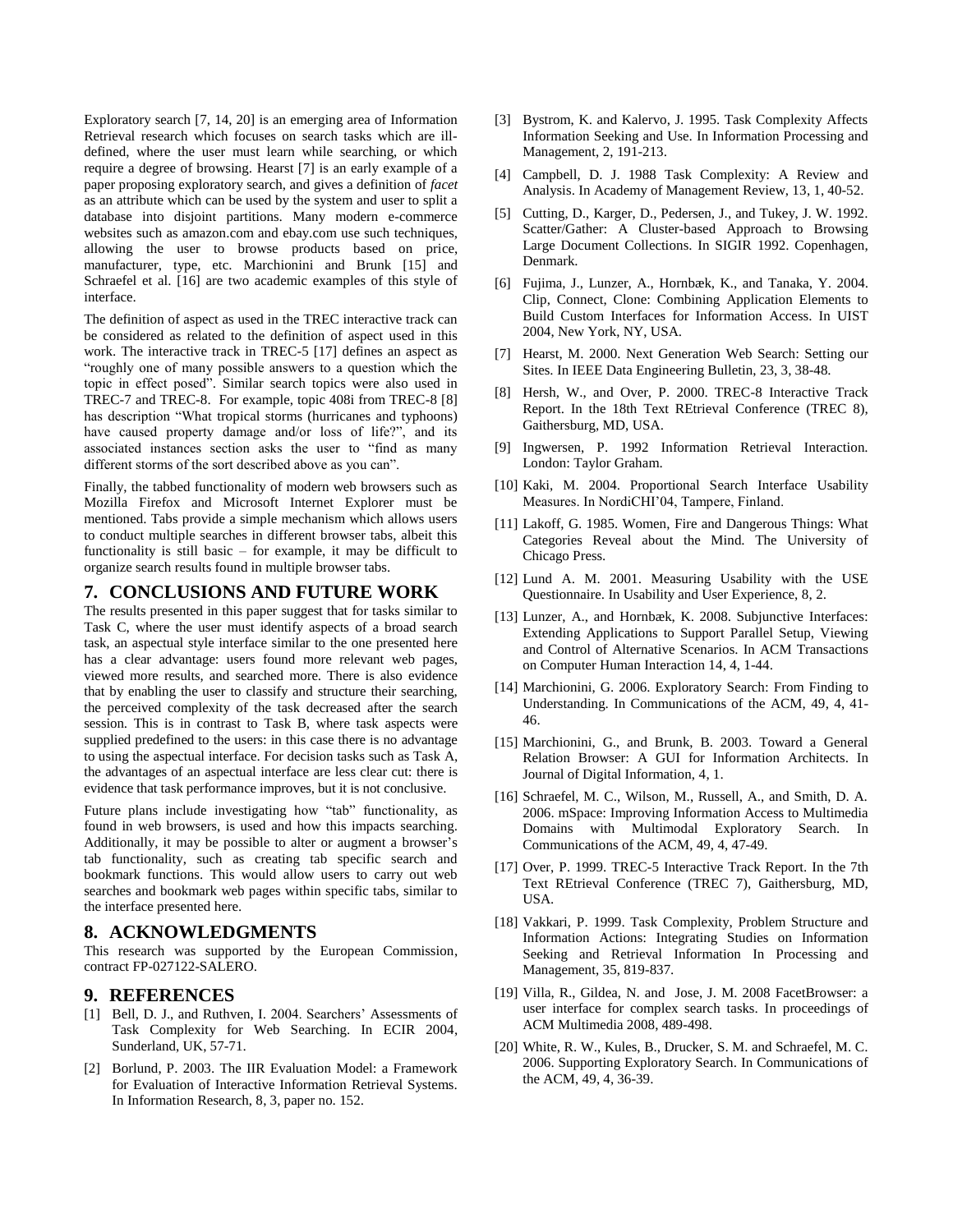Exploratory search [7, 14, 20] is an emerging area of Information Retrieval research which focuses on search tasks which are ill-defined, where the user must learn while searching, or which require a degree of browsing. Hearst [7] is an early example of a paper proposing exploratory search, and gives a definition of *facet* as an attribute which can be used by the system and user to split a database into disjoint partitions. Many modern e-commerce websites such as amazon.com and ebay.com use such techniques, allowing the user to browse products based on price, manufacturer, type, etc. Marchionini and Brunk [15] and Schraefel et al. [16] are two academic examples of this style of interface.

The definition of aspect as used in the TREC interactive track can be considered as related to the definition of aspect used in this work. The interactive track in TREC-5 [17] defines an aspect as "roughly one of many possible answers to a question which the topic in effect posed". Similar search topics were also used in TREC-7 and TREC-8. For example, topic 408i from TREC-8 [8] has description "What tropical storms (hurricanes and typhoons) have caused property damage and/or loss of life?", and its associated instances section asks the user to "find as many different storms of the sort described above as you can".

Finally, the tabbed functionality of modern web browsers such as Mozilla Firefox and Microsoft Internet Explorer must be mentioned. Tabs provide a simple mechanism which allows users to conduct multiple searches in different browser tabs, albeit this functionality is still basic – for example, it may be difficult to organize search results found in multiple browser tabs.

## 7. CONCLUSIONS AND FUTURE WORK

The results presented in this paper suggest that for tasks similar to Task C, where the user must identify aspects of a broad search task, an aspectual style interface similar to the one presented here has a clear advantage: users found more relevant web pages, viewed more results, and searched more. There is also evidence that by enabling the user to classify and structure their searching, the perceived complexity of the task decreased after the search session. This is in contrast to Task B, where task aspects were supplied predefined to the users: in this case there is no advantage to using the aspectual interface. For decision tasks such as Task A, the advantages of an aspectual interface are less clear cut: there is evidence that task performance improves, but it is not conclusive.

Future plans include investigating how "tab" functionality, as found in web browsers, is used and how this impacts searching. Additionally, it may be possible to alter or augment a browser's tab functionality, such as creating tab specific search and bookmark functions. This would allow users to carry out web searches and bookmark web pages within specific tabs, similar to the interface presented here.

## 8. ACKNOWLEDGMENTS

This research was supported by the European Commission, contract FP-027122-SALERO.

## 9. REFERENCES

[1] Bell, D. J., and Ruthven, I. 2004. Searchers' Assessments of Task Complexity for Web Searching. In ECIR 2004, Sunderland, UK, 57-71.

[2] Borlund, P. 2003. The IIR Evaluation Model: a Framework for Evaluation of Interactive Information Retrieval Systems. In Information Research, 8, 3, paper no. 152.

[3] Bystrom, K. and Kalervo, J. 1995. Task Complexity Affects Information Seeking and Use. In Information Processing and Management, 2, 191-213.

[4] Campbell, D. J. 1988 Task Complexity: A Review and Analysis. In Academy of Management Review, 13, 1, 40-52.

[5] Cutting, D., Karger, D., Pedersen, J., and Tukey, J. W. 1992. Scatter/Gather: A Cluster-based Approach to Browsing Large Document Collections. In SIGIR 1992. Copenhagen, Denmark.

[6] Fujima, J., Lunzer, A., Hornbæk, K., and Tanaka, Y. 2004. Clip, Connect, Clone: Combining Application Elements to Build Custom Interfaces for Information Access. In UIST 2004, New York, NY, USA.

[7] Hearst, M. 2000. Next Generation Web Search: Setting our Sites. In IEEE Data Engineering Bulletin, 23, 3, 38-48.

[8] Hersh, W., and Over, P. 2000. TREC-8 Interactive Track Report. In the 18th Text REtrieval Conference (TREC 8), Gaithersburg, MD, USA.

[9] Ingwersen, P. 1992 Information Retrieval Interaction. London: Taylor Graham.

[10] Kaki, M. 2004. Proportional Search Interface Usability Measures. In NordiCHI'04, Tampere, Finland.

[11] Lakoff, G. 1985. Women, Fire and Dangerous Things: What Categories Reveal about the Mind. The University of Chicago Press.

[12] Lund A. M. 2001. Measuring Usability with the USE Questionnaire. In Usability and User Experience, 8, 2.

[13] Lunzer, A., and Hornbæk, K. 2008. Subjunctive Interfaces: Extending Applications to Support Parallel Setup, Viewing and Control of Alternative Scenarios. In ACM Transactions on Computer Human Interaction 14, 4, 1-44.

[14] Marchionini, G. 2006. Exploratory Search: From Finding to Understanding. In Communications of the ACM, 49, 4, 41-46.

[15] Marchionini, G., and Brunk, B. 2003. Toward a General Relation Browser: A GUI for Information Architects. In Journal of Digital Information, 4, 1.

[16] Schraefel, M. C., Wilson, M., Russell, A., and Smith, D. A. 2006. mSpace: Improving Information Access to Multimedia Domains with Multimodal Exploratory Search. In Communications of the ACM, 49, 4, 47-49.

[17] Over, P. 1999. TREC-5 Interactive Track Report. In the 7th Text REtrieval Conference (TREC 7), Gaithersburg, MD, USA.

[18] Vakkari, P. 1999. Task Complexity, Problem Structure and Information Actions: Integrating Studies on Information Seeking and Retrieval Information In Processing and Management, 35, 819-837.

[19] Villa, R., Gildea, N. and Jose, J. M. 2008 FacetBrowser: a user interface for complex search tasks. In proceedings of ACM Multimedia 2008, 489-498.

[20] White, R. W., Kules, B., Drucker, S. M. and Schraefel, M. C. 2006. Supporting Exploratory Search. In Communications of the ACM, 49, 4, 36-39.